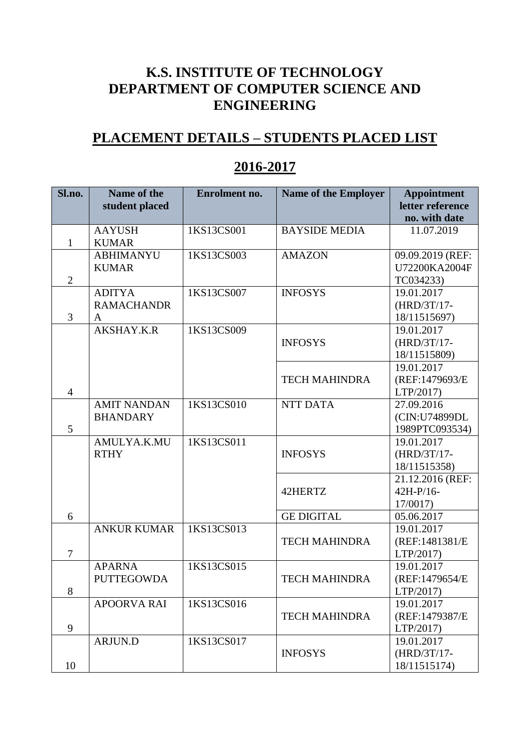# K.S. INSTITUTE OF TECHNOLOGY
# DEPARTMENT OF COMPUTER SCIENCE AND ENGINEERING

## PLACEMENT DETAILS – STUDENTS PLACED LIST

## 2016-2017

| Sl.no. | Name of the student placed | Enrolment no. | Name of the Employer | Appointment letter reference no. with date |
|---|---|---|---|---|
| 1 | AAYUSH KUMAR | 1KS13CS001 | BAYSIDE MEDIA | 11.07.2019 |
| 2 | ABHIMANYU KUMAR | 1KS13CS003 | AMAZON | 09.09.2019 (REF: U72200KA2004FTC034233) |
| 3 | ADITYA RAMACHANDRA | 1KS13CS007 | INFOSYS | 19.01.2017 (HRD/3T/17-18/11515697) |
| 4 | AKSHAY.K.R | 1KS13CS009 | INFOSYS | 19.01.2017 (HRD/3T/17-18/11515809) |
| | | | TECH MAHINDRA | 19.01.2017 (REF:1479693/ELTP/2017) |
| 5 | AMIT NANDAN BHANDARY | 1KS13CS010 | NTT DATA | 27.09.2016 (CIN:U74899DL1989PTC093534) |
| 6 | AMULYA.K.MURTHY | 1KS13CS011 | INFOSYS | 19.01.2017 (HRD/3T/17-18/11515358) |
| | | | 42HERTZ | 21.12.2016 (REF: 42H-P/16-17/0017) |
| | | | GE DIGITAL | 05.06.2017 |
| 7 | ANKUR KUMAR | 1KS13CS013 | TECH MAHINDRA | 19.01.2017 (REF:1481381/ELTP/2017) |
| 8 | APARNA PUTTEGOWDA | 1KS13CS015 | TECH MAHINDRA | 19.01.2017 (REF:1479654/ELTP/2017) |
| 9 | APOORVA RAI | 1KS13CS016 | TECH MAHINDRA | 19.01.2017 (REF:1479387/ELTP/2017) |
| 10 | ARJUN.D | 1KS13CS017 | INFOSYS | 19.01.2017 (HRD/3T/17-18/11515174) |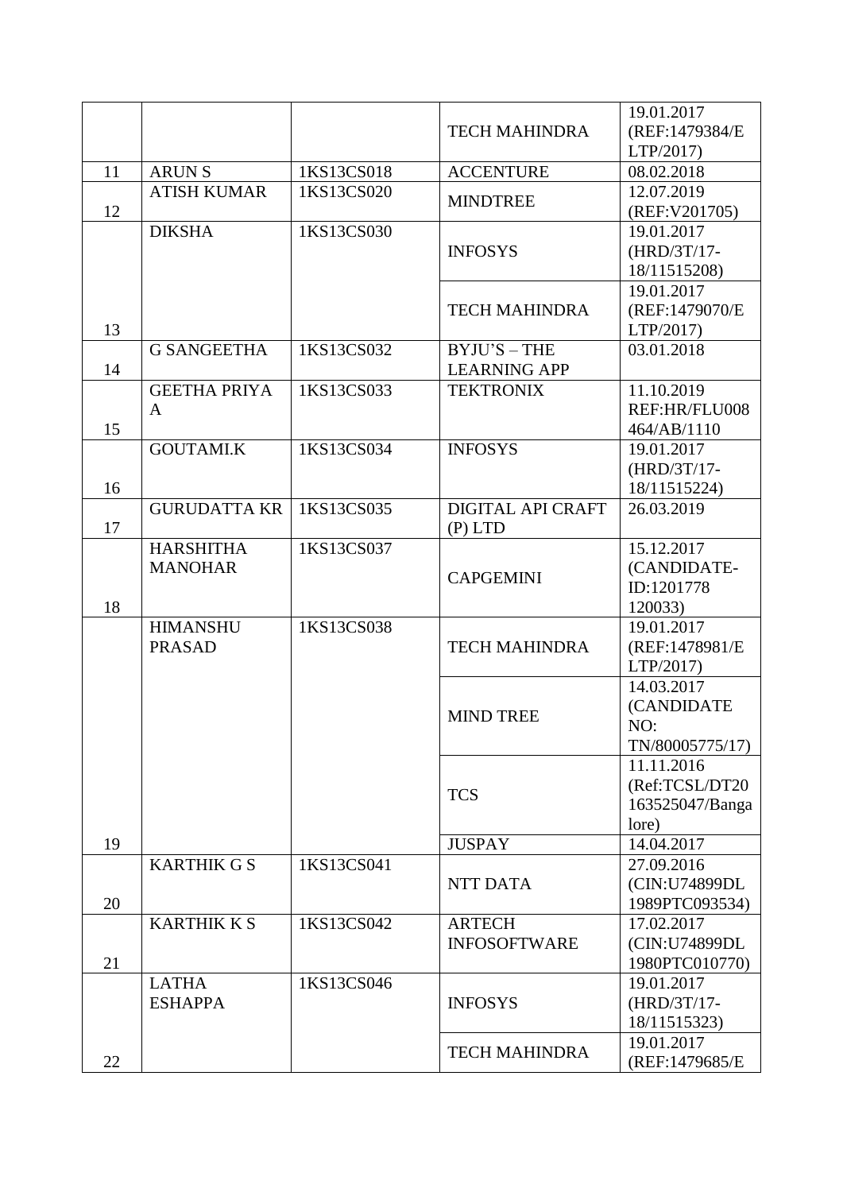| | | | | |
|---|---|---|---|---|
| | | | TECH MAHINDRA | 19.01.2017 (REF:1479384/E LTP/2017) |
| 11 | ARUN S | 1KS13CS018 | ACCENTURE | 08.02.2018 |
| 12 | ATISH KUMAR | 1KS13CS020 | MINDTREE | 12.07.2019 (REF:V201705) |
| 13 | DIKSHA | 1KS13CS030 | INFOSYS | 19.01.2017 (HRD/3T/17-18/11515208) |
| | | | TECH MAHINDRA | 19.01.2017 (REF:1479070/E LTP/2017) |
| 14 | G SANGEETHA | 1KS13CS032 | BYJU'S – THE LEARNING APP | 03.01.2018 |
| 15 | GEETHA PRIYA A | 1KS13CS033 | TEKTRONIX | 11.10.2019 REF:HR/FLU008 464/AB/1110 |
| 16 | GOUTAMI.K | 1KS13CS034 | INFOSYS | 19.01.2017 (HRD/3T/17-18/11515224) |
| 17 | GURUDATTA KR | 1KS13CS035 | DIGITAL API CRAFT (P) LTD | 26.03.2019 |
| 18 | HARSHITHA MANOHAR | 1KS13CS037 | CAPGEMINI | 15.12.2017 (CANDIDATE-ID:1201778 120033) |
| 19 | HIMANSHU PRASAD | 1KS13CS038 | TECH MAHINDRA | 19.01.2017 (REF:1478981/E LTP/2017) |
| | | | MIND TREE | 14.03.2017 (CANDIDATE NO: TN/80005775/17) |
| | | | TCS | 11.11.2016 (Ref:TCSL/DT20 163525047/Bangalore) |
| | | | JUSPAY | 14.04.2017 |
| 20 | KARTHIK G S | 1KS13CS041 | NTT DATA | 27.09.2016 (CIN:U74899DL 1989PTC093534) |
| 21 | KARTHIK K S | 1KS13CS042 | ARTECH INFOSOFTWARE | 17.02.2017 (CIN:U74899DL 1980PTC010770) |
| 22 | LATHA ESHAPPA | 1KS13CS046 | INFOSYS | 19.01.2017 (HRD/3T/17-18/11515323) |
| | | | TECH MAHINDRA | 19.01.2017 (REF:1479685/E |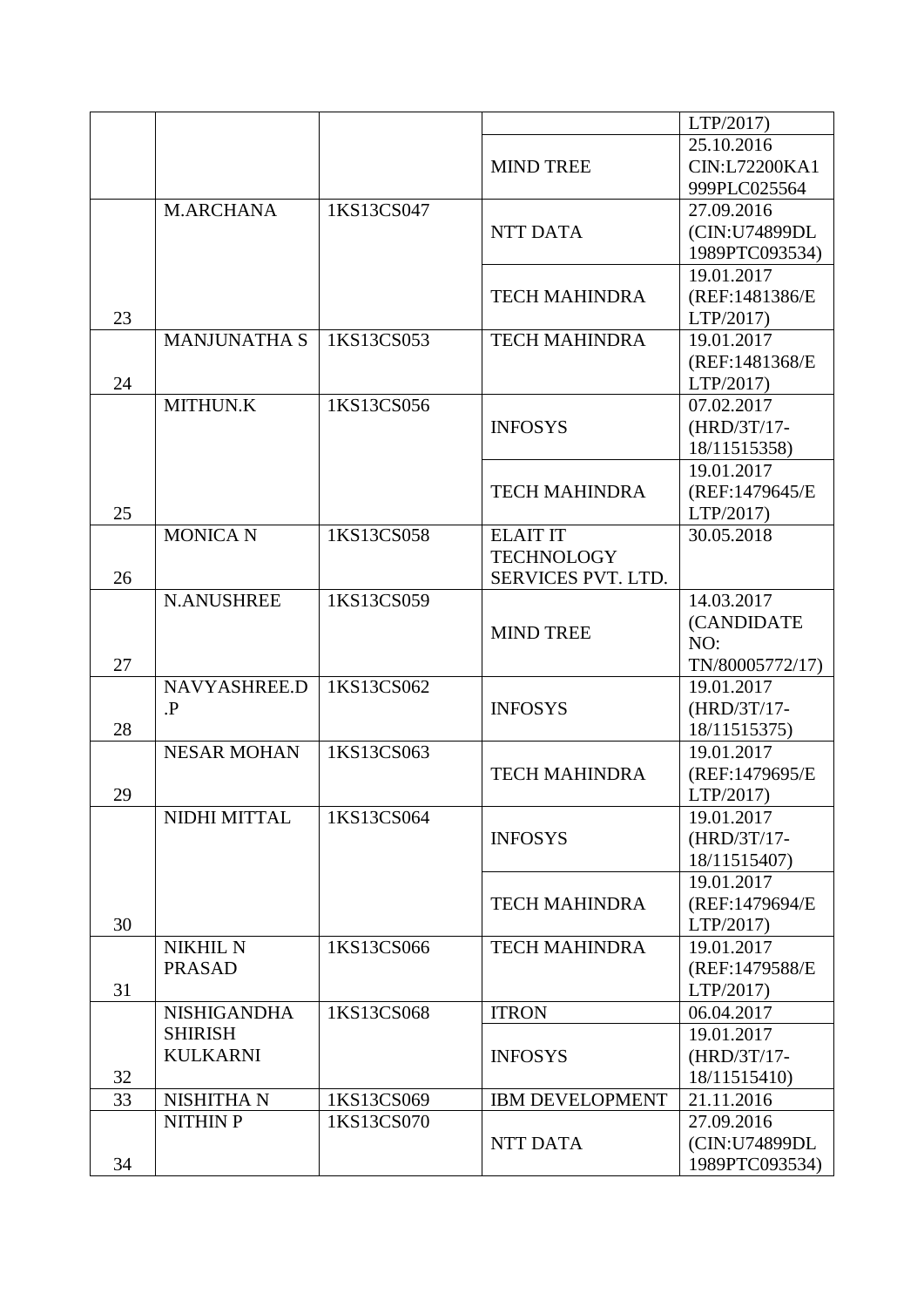| | | | | LTP/2017) |
|---|---|---|---|---|
| | | | MIND TREE | 25.10.2016 CIN:L72200KA1 999PLC025564 |
| 23 | M.ARCHANA | 1KS13CS047 | NTT DATA | 27.09.2016 (CIN:U74899DL 1989PTC093534) |
| | | | TECH MAHINDRA | 19.01.2017 (REF:1481386/E LTP/2017) |
| 24 | MANJUNATHA S | 1KS13CS053 | TECH MAHINDRA | 19.01.2017 (REF:1481368/E LTP/2017) |
| 25 | MITHUN.K | 1KS13CS056 | INFOSYS | 07.02.2017 (HRD/3T/17-18/11515358) |
| | | | TECH MAHINDRA | 19.01.2017 (REF:1479645/E LTP/2017) |
| 26 | MONICA N | 1KS13CS058 | ELAIT IT TECHNOLOGY SERVICES PVT. LTD. | 30.05.2018 |
| 27 | N.ANUSHREE | 1KS13CS059 | MIND TREE | 14.03.2017 (CANDIDATE NO: TN/80005772/17) |
| 28 | NAVYASHREE.D .P | 1KS13CS062 | INFOSYS | 19.01.2017 (HRD/3T/17-18/11515375) |
| 29 | NESAR MOHAN | 1KS13CS063 | TECH MAHINDRA | 19.01.2017 (REF:1479695/E LTP/2017) |
| 30 | NIDHI MITTAL | 1KS13CS064 | INFOSYS | 19.01.2017 (HRD/3T/17-18/11515407) |
| | | | TECH MAHINDRA | 19.01.2017 (REF:1479694/E LTP/2017) |
| 31 | NIKHIL N PRASAD | 1KS13CS066 | TECH MAHINDRA | 19.01.2017 (REF:1479588/E LTP/2017) |
| 32 | NISHIGANDHA SHIRISH KULKARNI | 1KS13CS068 | ITRON | 06.04.2017 |
| | | | INFOSYS | 19.01.2017 (HRD/3T/17-18/11515410) |
| 33 | NISHITHA N | 1KS13CS069 | IBM DEVELOPMENT | 21.11.2016 |
| 34 | NITHIN P | 1KS13CS070 | NTT DATA | 27.09.2016 (CIN:U74899DL 1989PTC093534) |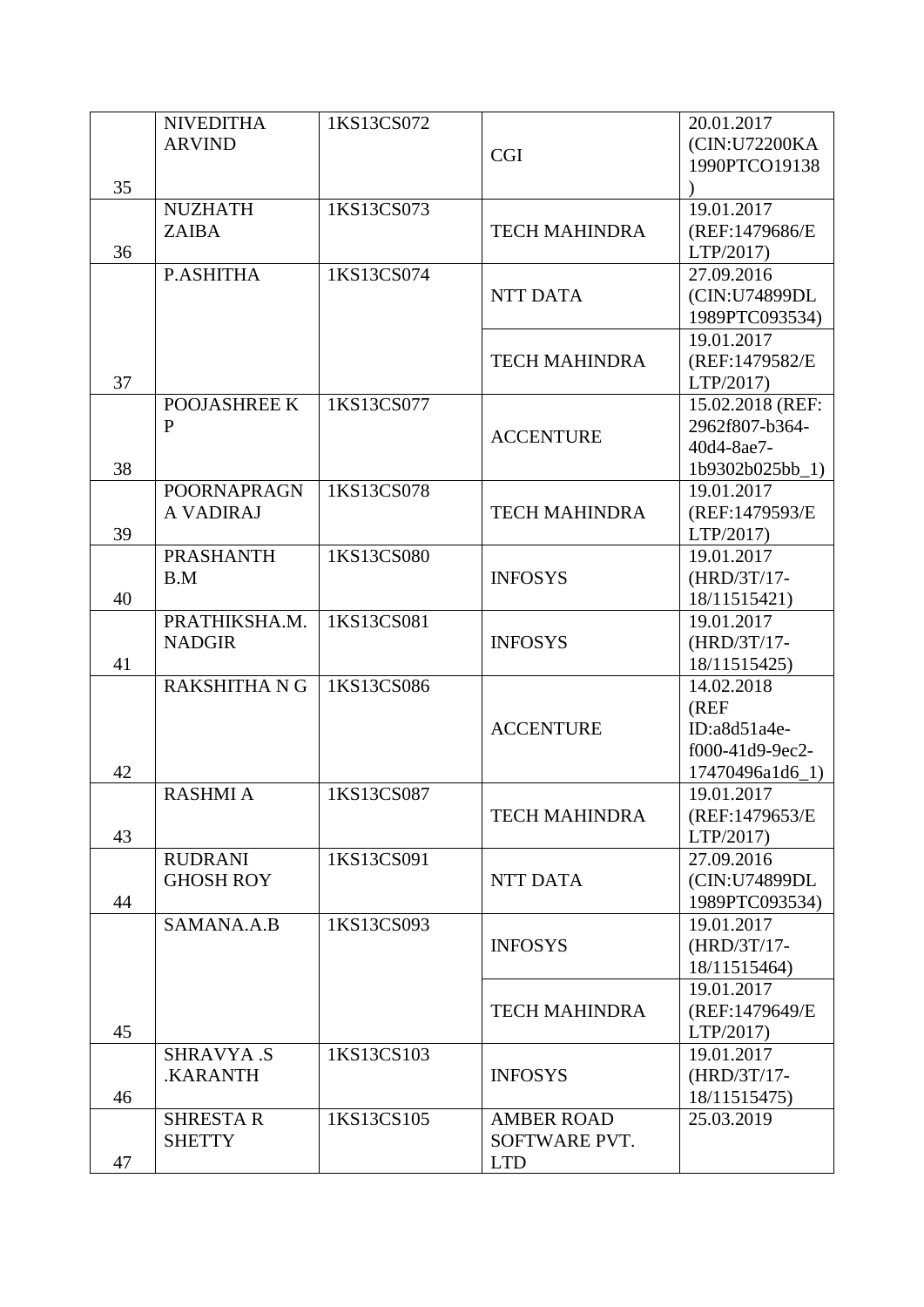| 35 | NIVEDITHA ARVIND | 1KS13CS072 | CGI | 20.01.2017 (CIN:U72200KA1990PTCO19138) |
|---|---|---|---|---|
| 36 | NUZHATH ZAIBA | 1KS13CS073 | TECH MAHINDRA | 19.01.2017 (REF:1479686/ELTP/2017) |
| 37 | P.ASHITHA | 1KS13CS074 | NTT DATA | 27.09.2016 (CIN:U74899DL1989PTC093534) |
| | | | TECH MAHINDRA | 19.01.2017 (REF:1479582/ELTP/2017) |
| 38 | POOJASHREE K P | 1KS13CS077 | ACCENTURE | 15.02.2018 (REF: 2962f807-b364-40d4-8ae7-1b9302b025bb_1) |
| 39 | POORNAPRAGNA VADIRAJ | 1KS13CS078 | TECH MAHINDRA | 19.01.2017 (REF:1479593/ELTP/2017) |
| 40 | PRASHANTH B.M | 1KS13CS080 | INFOSYS | 19.01.2017 (HRD/3T/17-18/11515421) |
| 41 | PRATHIKSHA.M.NADGIR | 1KS13CS081 | INFOSYS | 19.01.2017 (HRD/3T/17-18/11515425) |
| 42 | RAKSHITHA N G | 1KS13CS086 | ACCENTURE | 14.02.2018 (REF ID:a8d51a4e-f000-41d9-9ec2-17470496a1d6_1) |
| 43 | RASHMI A | 1KS13CS087 | TECH MAHINDRA | 19.01.2017 (REF:1479653/ELTP/2017) |
| 44 | RUDRANI GHOSH ROY | 1KS13CS091 | NTT DATA | 27.09.2016 (CIN:U74899DL1989PTC093534) |
| 45 | SAMANA.A.B | 1KS13CS093 | INFOSYS | 19.01.2017 (HRD/3T/17-18/11515464) |
| | | | TECH MAHINDRA | 19.01.2017 (REF:1479649/ELTP/2017) |
| 46 | SHRAVYA .S .KARANTH | 1KS13CS103 | INFOSYS | 19.01.2017 (HRD/3T/17-18/11515475) |
| 47 | SHRESTA R SHETTY | 1KS13CS105 | AMBER ROAD SOFTWARE PVT. LTD | 25.03.2019 |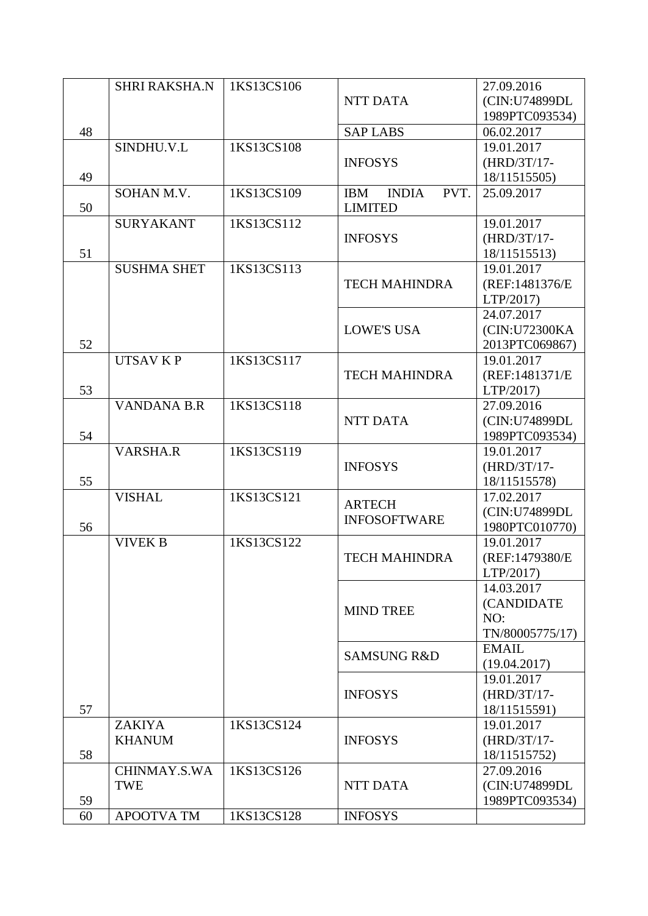| | | | | |
|---|---|---|---|---|
| 48 | SHRI RAKSHA.N | 1KS13CS106 | NTT DATA | 27.09.2016 (CIN:U74899DL 1989PTC093534) |
| | | | SAP LABS | 06.02.2017 |
| 49 | SINDHU.V.L | 1KS13CS108 | INFOSYS | 19.01.2017 (HRD/3T/17-18/11515505) |
| 50 | SOHAN M.V. | 1KS13CS109 | IBM INDIA PVT. LIMITED | 25.09.2017 |
| 51 | SURYAKANT | 1KS13CS112 | INFOSYS | 19.01.2017 (HRD/3T/17-18/11515513) |
| 52 | SUSHMA SHET | 1KS13CS113 | TECH MAHINDRA | 19.01.2017 (REF:1481376/ELTP/2017) |
| | | | LOWE'S USA | 24.07.2017 (CIN:U72300KA 2013PTC069867) |
| 53 | UTSAV K P | 1KS13CS117 | TECH MAHINDRA | 19.01.2017 (REF:1481371/ELTP/2017) |
| 54 | VANDANA B.R | 1KS13CS118 | NTT DATA | 27.09.2016 (CIN:U74899DL 1989PTC093534) |
| 55 | VARSHA.R | 1KS13CS119 | INFOSYS | 19.01.2017 (HRD/3T/17-18/11515578) |
| 56 | VISHAL | 1KS13CS121 | ARTECH INFOSOFTWARE | 17.02.2017 (CIN:U74899DL 1980PTC010770) |
| 57 | VIVEK B | 1KS13CS122 | TECH MAHINDRA | 19.01.2017 (REF:1479380/ELTP/2017) |
| | | | MIND TREE | 14.03.2017 (CANDIDATE NO: TN/80005775/17) |
| | | | SAMSUNG R&D | EMAIL (19.04.2017) |
| | | | INFOSYS | 19.01.2017 (HRD/3T/17-18/11515591) |
| 58 | ZAKIYA KHANUM | 1KS13CS124 | INFOSYS | 19.01.2017 (HRD/3T/17-18/11515752) |
| 59 | CHINMAY.S.WATWE | 1KS13CS126 | NTT DATA | 27.09.2016 (CIN:U74899DL 1989PTC093534) |
| 60 | APOOTVA TM | 1KS13CS128 | INFOSYS | |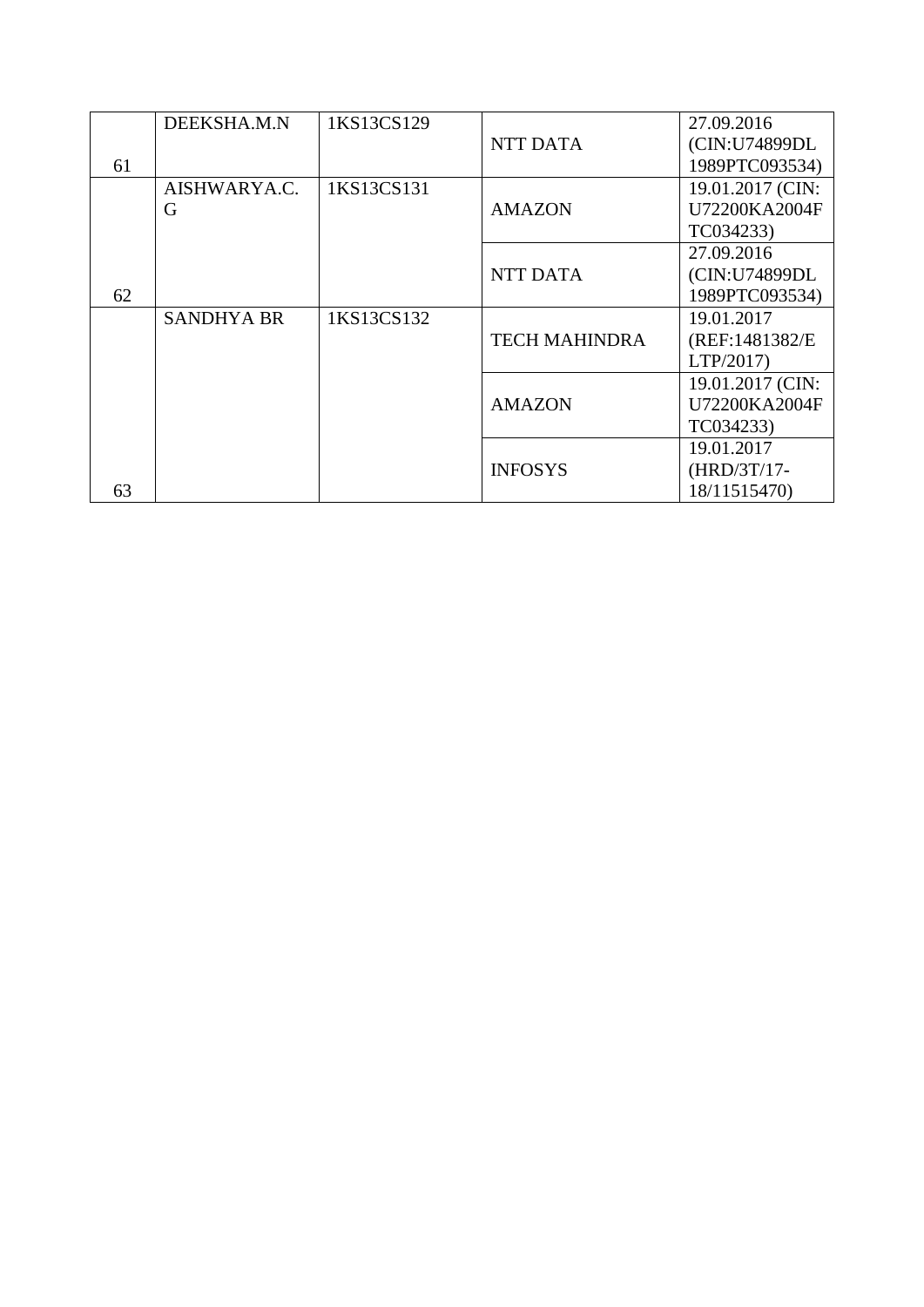| | | | | |
|---|---|---|---|---|
| 61 | DEEKSHA.M.N | 1KS13CS129 | NTT DATA | 27.09.2016 (CIN:U74899DL 1989PTC093534) |
| 62 | AISHWARYA.C.G | 1KS13CS131 | AMAZON | 19.01.2017 (CIN: U72200KA2004F TC034233) |
| | | | NTT DATA | 27.09.2016 (CIN:U74899DL 1989PTC093534) |
| 63 | SANDHYA BR | 1KS13CS132 | TECH MAHINDRA | 19.01.2017 (REF:1481382/E LTP/2017) |
| | | | AMAZON | 19.01.2017 (CIN: U72200KA2004F TC034233) |
| | | | INFOSYS | 19.01.2017 (HRD/3T/17-18/11515470) |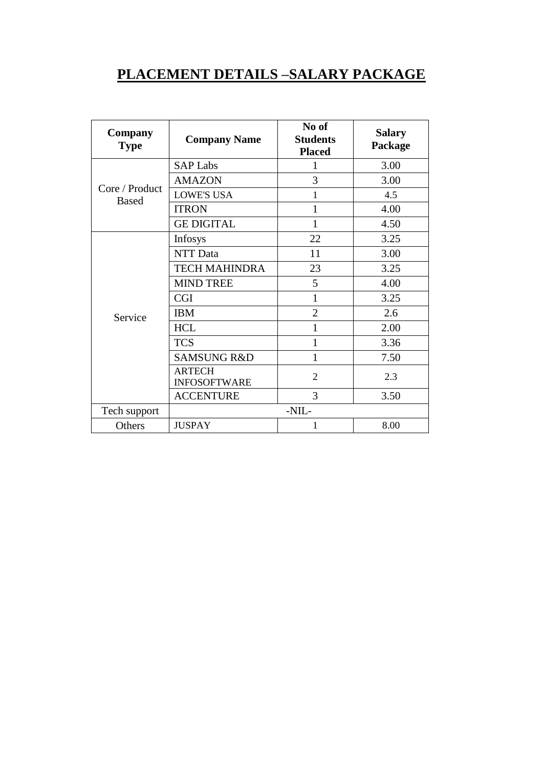# PLACEMENT DETAILS –SALARY PACKAGE

| Company Type | Company Name | No of Students Placed | Salary Package |
|---|---|---|---|
| Core / Product Based | SAP Labs | 1 | 3.00 |
| | AMAZON | 3 | 3.00 |
| | LOWE'S USA | 1 | 4.5 |
| | ITRON | 1 | 4.00 |
| | GE DIGITAL | 1 | 4.50 |
| Service | Infosys | 22 | 3.25 |
| | NTT Data | 11 | 3.00 |
| | TECH MAHINDRA | 23 | 3.25 |
| | MIND TREE | 5 | 4.00 |
| | CGI | 1 | 3.25 |
| | IBM | 2 | 2.6 |
| | HCL | 1 | 2.00 |
| | TCS | 1 | 3.36 |
| | SAMSUNG R&D | 1 | 7.50 |
| | ARTECH INFOSOFTWARE | 2 | 2.3 |
| | ACCENTURE | 3 | 3.50 |
| Tech support | -NIL- | | |
| Others | JUSPAY | 1 | 8.00 |